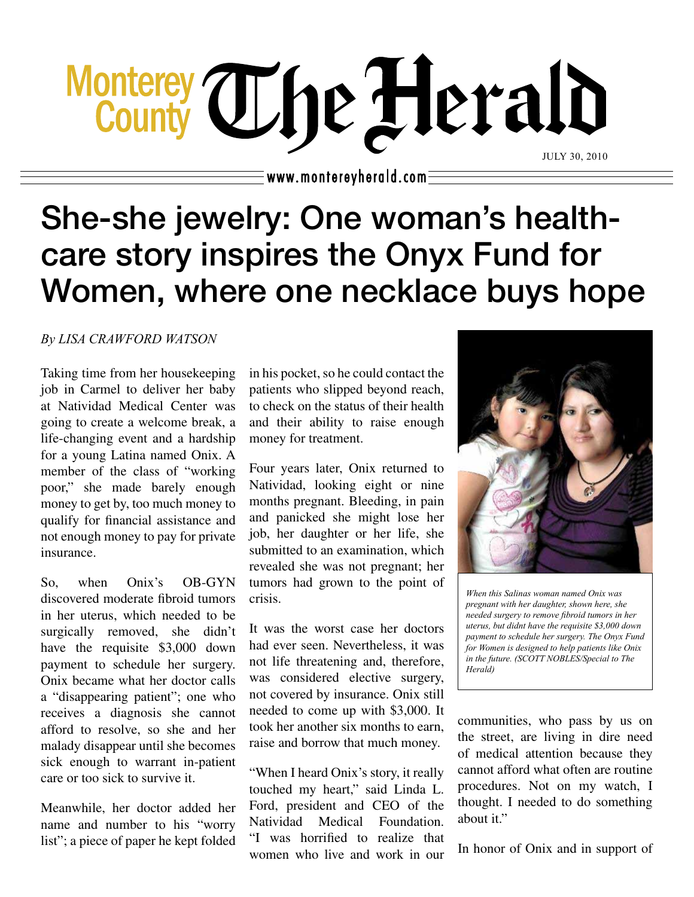# She-she jewelry: One woman's health-care story inspires the Onyx Fund for Women, where one necklace buys hope

*By LISA CRAWFORD WATSON*

JULY 30, 2010

Taking time from her housekeeping job in Carmel to deliver her baby at Natividad Medical Center was going to create a welcome break, a life-changing event and a hardship for a young Latina named Onix. A member of the class of "working poor," she made barely enough money to get by, too much money to qualify for financial assistance and not enough money to pay for private insurance.

So, when Onix's OB-GYN discovered moderate fibroid tumors in her uterus, which needed to be surgically removed, she didn't have the requisite $3,000 down payment to schedule her surgery. Onix became what her doctor calls a "disappearing patient"; one who receives a diagnosis she cannot afford to resolve, so she and her malady disappear until she becomes sick enough to warrant in-patient care or too sick to survive it.

Meanwhile, her doctor added her name and number to his "worry list"; a piece of paper he kept folded in his pocket, so he could contact the patients who slipped beyond reach, to check on the status of their health and their ability to raise enough money for treatment.

Four years later, Onix returned to Natividad, looking eight or nine months pregnant. Bleeding, in pain and panicked she might lose her job, her daughter or her life, she submitted to an examination, which revealed she was not pregnant; her tumors had grown to the point of crisis.

It was the worst case her doctors had ever seen. Nevertheless, it was not life threatening and, therefore, was considered elective surgery, not covered by insurance. Onix still needed to come up with $3,000. It took her another six months to earn, raise and borrow that much money.

"When I heard Onix's story, it really touched my heart," said Linda L. Ford, president and CEO of the Natividad Medical Foundation. "I was horrified to realize that women who live and work in our communities, who pass by us on the street, are living in dire need of medical attention because they cannot afford what often are routine procedures. Not on my watch, I thought. I needed to do something about it."

*When this Salinas woman named Onix was pregnant with her daughter, shown here, she needed surgery to remove fibroid tumors in her uterus, but didnt have the requisite $3,000 down payment to schedule her surgery. The Onyx Fund for Women is designed to help patients like Onix in the future. (SCOTT NOBLES/Special to The Herald)*

In honor of Onix and in support of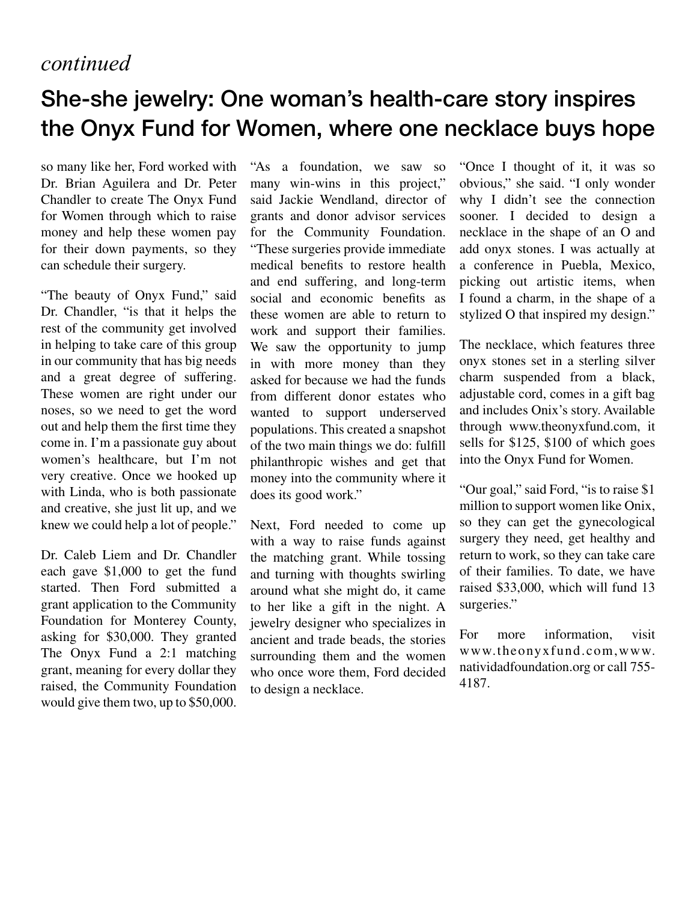*continued*

# She-she jewelry: One woman's health-care story inspires the Onyx Fund for Women, where one necklace buys hope

so many like her, Ford worked with Dr. Brian Aguilera and Dr. Peter Chandler to create The Onyx Fund for Women through which to raise money and help these women pay for their down payments, so they can schedule their surgery.

"The beauty of Onyx Fund," said Dr. Chandler, "is that it helps the rest of the community get involved in helping to take care of this group in our community that has big needs and a great degree of suffering. These women are right under our noses, so we need to get the word out and help them the first time they come in. I'm a passionate guy about women's healthcare, but I'm not very creative. Once we hooked up with Linda, who is both passionate and creative, she just lit up, and we knew we could help a lot of people."

Dr. Caleb Liem and Dr. Chandler each gave $1,000 to get the fund started. Then Ford submitted a grant application to the Community Foundation for Monterey County, asking for $30,000. They granted The Onyx Fund a 2:1 matching grant, meaning for every dollar they raised, the Community Foundation would give them two, up to $50,000.

"As a foundation, we saw so many win-wins in this project," said Jackie Wendland, director of grants and donor advisor services for the Community Foundation. "These surgeries provide immediate medical benefits to restore health and end suffering, and long-term social and economic benefits as these women are able to return to work and support their families. We saw the opportunity to jump in with more money than they asked for because we had the funds from different donor estates who wanted to support underserved populations. This created a snapshot of the two main things we do: fulfill philanthropic wishes and get that money into the community where it does its good work."

Next, Ford needed to come up with a way to raise funds against the matching grant. While tossing and turning with thoughts swirling around what she might do, it came to her like a gift in the night. A jewelry designer who specializes in ancient and trade beads, the stories surrounding them and the women who once wore them, Ford decided to design a necklace.

"Once I thought of it, it was so obvious," she said. "I only wonder why I didn't see the connection sooner. I decided to design a necklace in the shape of an O and add onyx stones. I was actually at a conference in Puebla, Mexico, picking out artistic items, when I found a charm, in the shape of a stylized O that inspired my design."

The necklace, which features three onyx stones set in a sterling silver charm suspended from a black, adjustable cord, comes in a gift bag and includes Onix's story. Available through www.theonyxfund.com, it sells for $125, $100 of which goes into the Onyx Fund for Women.

"Our goal," said Ford, "is to raise $1 million to support women like Onix, so they can get the gynecological surgery they need, get healthy and return to work, so they can take care of their families. To date, we have raised $33,000, which will fund 13 surgeries."

For more information, visit www.theonyxfund.com, www.natividadfoundation.org or call 755-4187.